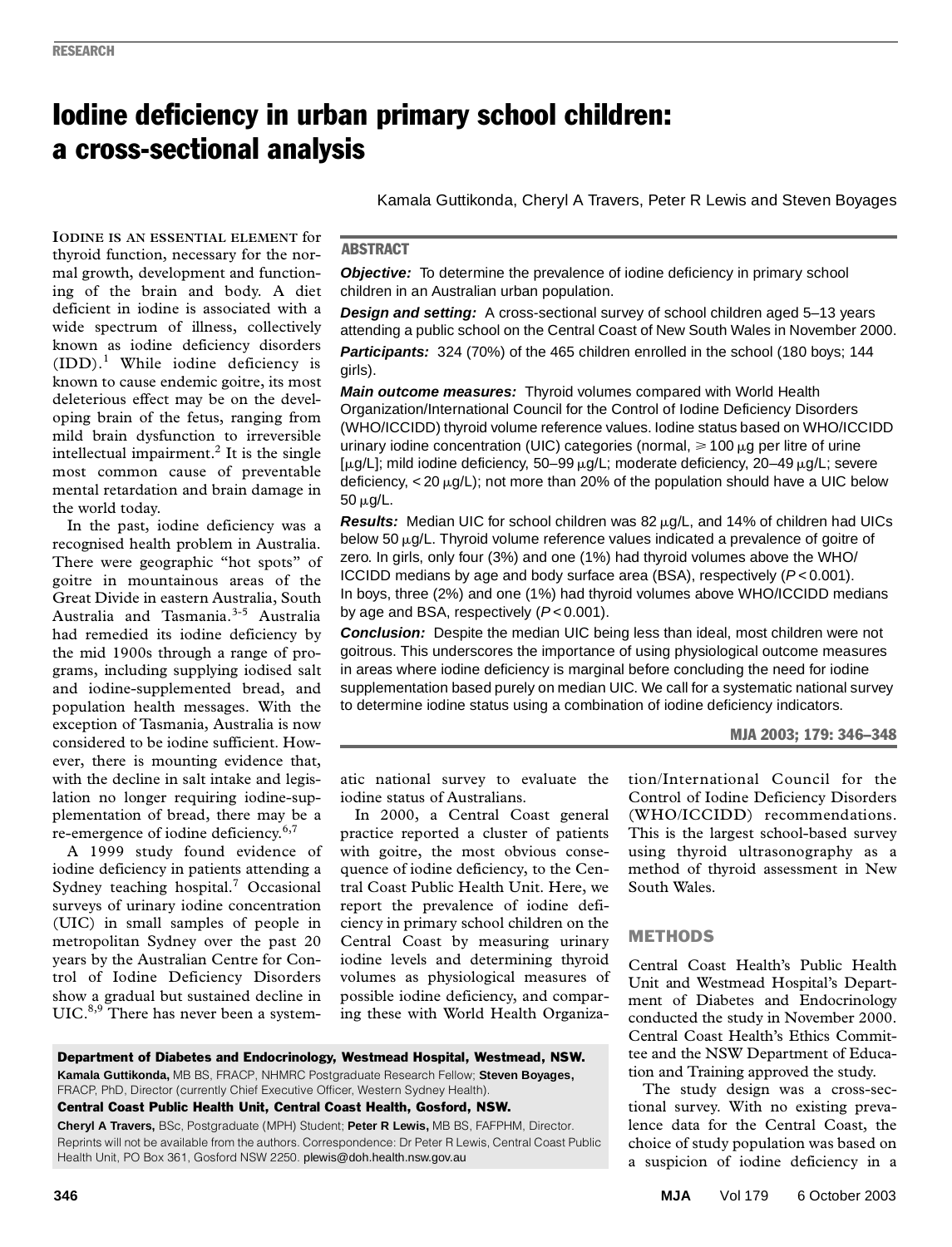RESEARCH

# Iodine deficiency in urban primary school children: a cross-sectional analysis

Kamala Guttikonda, Cheryl A Travers, Peter R Lewis and Steven Boyages

## ABSTRACT

***Objective:*** To determine the prevalence of iodine deficiency in primary school children in an Australian urban population.

***Design and setting:*** A cross-sectional survey of school children aged 5–13 years attending a public school on the Central Coast of New South Wales in November 2000.

***Participants:*** 324 (70%) of the 465 children enrolled in the school (180 boys; 144 girls).

***Main outcome measures:*** Thyroid volumes compared with World Health Organization/International Council for the Control of Iodine Deficiency Disorders (WHO/ICCIDD) thyroid volume reference values. Iodine status based on WHO/ICCIDD urinary iodine concentration (UIC) categories (normal, ⩾ 100 μg per litre of urine [μg/L]; mild iodine deficiency, 50–99 μg/L; moderate deficiency, 20–49 μg/L; severe deficiency, < 20 μg/L); not more than 20% of the population should have a UIC below 50 μg/L.

***Results:*** Median UIC for school children was 82 μg/L, and 14% of children had UICs below 50 μg/L. Thyroid volume reference values indicated a prevalence of goitre of zero. In girls, only four (3%) and one (1%) had thyroid volumes above the WHO/ICCIDD medians by age and body surface area (BSA), respectively ($P < 0.001$). In boys, three (2%) and one (1%) had thyroid volumes above WHO/ICCIDD medians by age and BSA, respectively ($P < 0.001$).

***Conclusion:*** Despite the median UIC being less than ideal, most children were not goitrous. This underscores the importance of using physiological outcome measures in areas where iodine deficiency is marginal before concluding the need for iodine supplementation based purely on median UIC. We call for a systematic national survey to determine iodine status using a combination of iodine deficiency indicators.

MJA 2003; 179: 346–348

IODINE IS AN ESSENTIAL ELEMENT for thyroid function, necessary for the normal growth, development and functioning of the brain and body. A diet deficient in iodine is associated with a wide spectrum of illness, collectively known as iodine deficiency disorders (IDD).[1] While iodine deficiency is known to cause endemic goitre, its most deleterious effect may be on the developing brain of the fetus, ranging from mild brain dysfunction to irreversible intellectual impairment.[2] It is the single most common cause of preventable mental retardation and brain damage in the world today.

In the past, iodine deficiency was a recognised health problem in Australia. There were geographic "hot spots" of goitre in mountainous areas of the Great Divide in eastern Australia, South Australia and Tasmania.[3-5] Australia had remedied its iodine deficiency by the mid 1900s through a range of programs, including supplying iodised salt and iodine-supplemented bread, and population health messages. With the exception of Tasmania, Australia is now considered to be iodine sufficient. However, there is mounting evidence that, with the decline in salt intake and legislation no longer requiring iodine-supplementation of bread, there may be a re-emergence of iodine deficiency.[6,7]

A 1999 study found evidence of iodine deficiency in patients attending a Sydney teaching hospital.[7] Occasional surveys of urinary iodine concentration (UIC) in small samples of people in metropolitan Sydney over the past 20 years by the Australian Centre for Control of Iodine Deficiency Disorders show a gradual but sustained decline in UIC.[8,9] There has never been a systematic national survey to evaluate the iodine status of Australians.

In 2000, a Central Coast general practice reported a cluster of patients with goitre, the most obvious consequence of iodine deficiency, to the Central Coast Public Health Unit. Here, we report the prevalence of iodine deficiency in primary school children on the Central Coast by measuring urinary iodine levels and determining thyroid volumes as physiological measures of possible iodine deficiency, and comparing these with World Health Organization/International Council for the Control of Iodine Deficiency Disorders (WHO/ICCIDD) recommendations. This is the largest school-based survey using thyroid ultrasonography as a method of thyroid assessment in New South Wales.

## METHODS

Central Coast Health's Public Health Unit and Westmead Hospital's Department of Diabetes and Endocrinology conducted the study in November 2000. Central Coast Health's Ethics Committee and the NSW Department of Education and Training approved the study.

The study design was a cross-sectional survey. With no existing prevalence data for the Central Coast, the choice of study population was based on a suspicion of iodine deficiency in a

**Department of Diabetes and Endocrinology, Westmead Hospital, Westmead, NSW.**
**Kamala Guttikonda,** MB BS, FRACP, NHMRC Postgraduate Research Fellow; **Steven Boyages,** FRACP, PhD, Director (currently Chief Executive Officer, Western Sydney Health).
**Central Coast Public Health Unit, Central Coast Health, Gosford, NSW.**
**Cheryl A Travers,** BSc, Postgraduate (MPH) Student; **Peter R Lewis,** MB BS, FAFPHM, Director.
Reprints will not be available from the authors. Correspondence: Dr Peter R Lewis, Central Coast Public Health Unit, PO Box 361, Gosford NSW 2250. plewis@doh.health.nsw.gov.au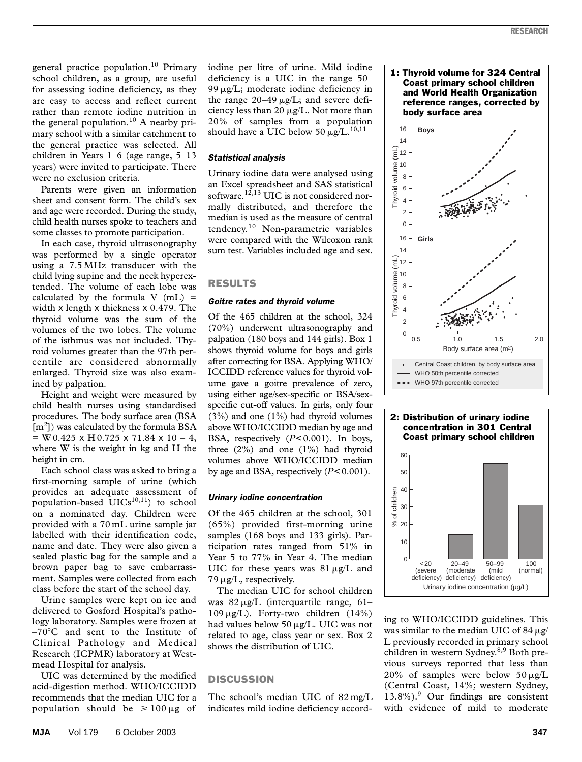general practice population.[10] Primary school children, as a group, are useful for assessing iodine deficiency, as they are easy to access and reflect current rather than remote iodine nutrition in the general population.[10] A nearby primary school with a similar catchment to the general practice was selected. All children in Years 1–6 (age range, 5–13 years) were invited to participate. There were no exclusion criteria.

Parents were given an information sheet and consent form. The child's sex and age were recorded. During the study, child health nurses spoke to teachers and some classes to promote participation.

In each case, thyroid ultrasonography was performed by a single operator using a 7.5 MHz transducer with the child lying supine and the neck hyperextended. The volume of each lobe was calculated by the formula V (mL) = width x length x thickness x 0.479. The thyroid volume was the sum of the volumes of the two lobes. The volume of the isthmus was not included. Thyroid volumes greater than the 97th percentile are considered abnormally enlarged. Thyroid size was also examined by palpation.

Height and weight were measured by child health nurses using standardised procedures. The body surface area (BSA [$m^2$]) was calculated by the formula BSA = W 0.425 x H 0.725 x 71.84 x 10 – 4, where W is the weight in kg and H the height in cm.

Each school class was asked to bring a first-morning sample of urine (which provides an adequate assessment of population-based UICs[10,11]) to school on a nominated day. Children were provided with a 70 mL urine sample jar labelled with their identification code, name and date. They were also given a sealed plastic bag for the sample and a brown paper bag to save embarrassment. Samples were collected from each class before the start of the school day.

Urine samples were kept on ice and delivered to Gosford Hospital's pathology laboratory. Samples were frozen at –70°C and sent to the Institute of Clinical Pathology and Medical Research (ICPMR) laboratory at Westmead Hospital for analysis.

UIC was determined by the modified acid-digestion method. WHO/ICCIDD recommends that the median UIC for a population should be ⩾ 100 μg of iodine per litre of urine. Mild iodine deficiency is a UIC in the range 50–99 μg/L; moderate iodine deficiency in the range 20–49 μg/L; and severe deficiency less than 20 μg/L. Not more than 20% of samples from a population should have a UIC below 50 μg/L.[10,11]

### Statistical analysis

Urinary iodine data were analysed using an Excel spreadsheet and SAS statistical software.[12,13] UIC is not considered normally distributed, and therefore the median is used as the measure of central tendency.[10] Non-parametric variables were compared with the Wilcoxon rank sum test. Variables included age and sex.

## RESULTS

### Goitre rates and thyroid volume

Of the 465 children at the school, 324 (70%) underwent ultrasonography and palpation (180 boys and 144 girls). Box 1 shows thyroid volume for boys and girls after correcting for BSA. Applying WHO/ICCIDD reference values for thyroid volume gave a goitre prevalence of zero, using either age/sex-specific or BSA/sex-specific cut-off values. In girls, only four (3%) and one (1%) had thyroid volumes above WHO/ICCIDD median by age and BSA, respectively ($P < 0.001$). In boys, three (2%) and one (1%) had thyroid volumes above WHO/ICCIDD median by age and BSA, respectively ($P < 0.001$).

### Urinary iodine concentration

Of the 465 children at the school, 301 (65%) provided first-morning urine samples (168 boys and 133 girls). Participation rates ranged from 51% in Year 5 to 77% in Year 4. The median UIC for these years was 81 μg/L and 79 μg/L, respectively.

The median UIC for school children was 82 μg/L (interquartile range, 61–109 μg/L). Forty-two children (14%) had values below 50 μg/L. UIC was not related to age, class year or sex. Box 2 shows the distribution of UIC.

**1: Thyroid volume for 324 Central Coast primary school children and World Health Organization reference ranges, corrected by body surface area**

**2: Distribution of urinary iodine concentration in 301 Central Coast primary school children**

## DISCUSSION

The school's median UIC of 82 mg/L indicates mild iodine deficiency according to WHO/ICCIDD guidelines. This was similar to the median UIC of 84 μg/L previously recorded in primary school children in western Sydney.[8,9] Both previous surveys reported that less than 20% of samples were below 50 μg/L (Central Coast, 14%; western Sydney, 13.8%).[9] Our findings are consistent with evidence of mild to moderate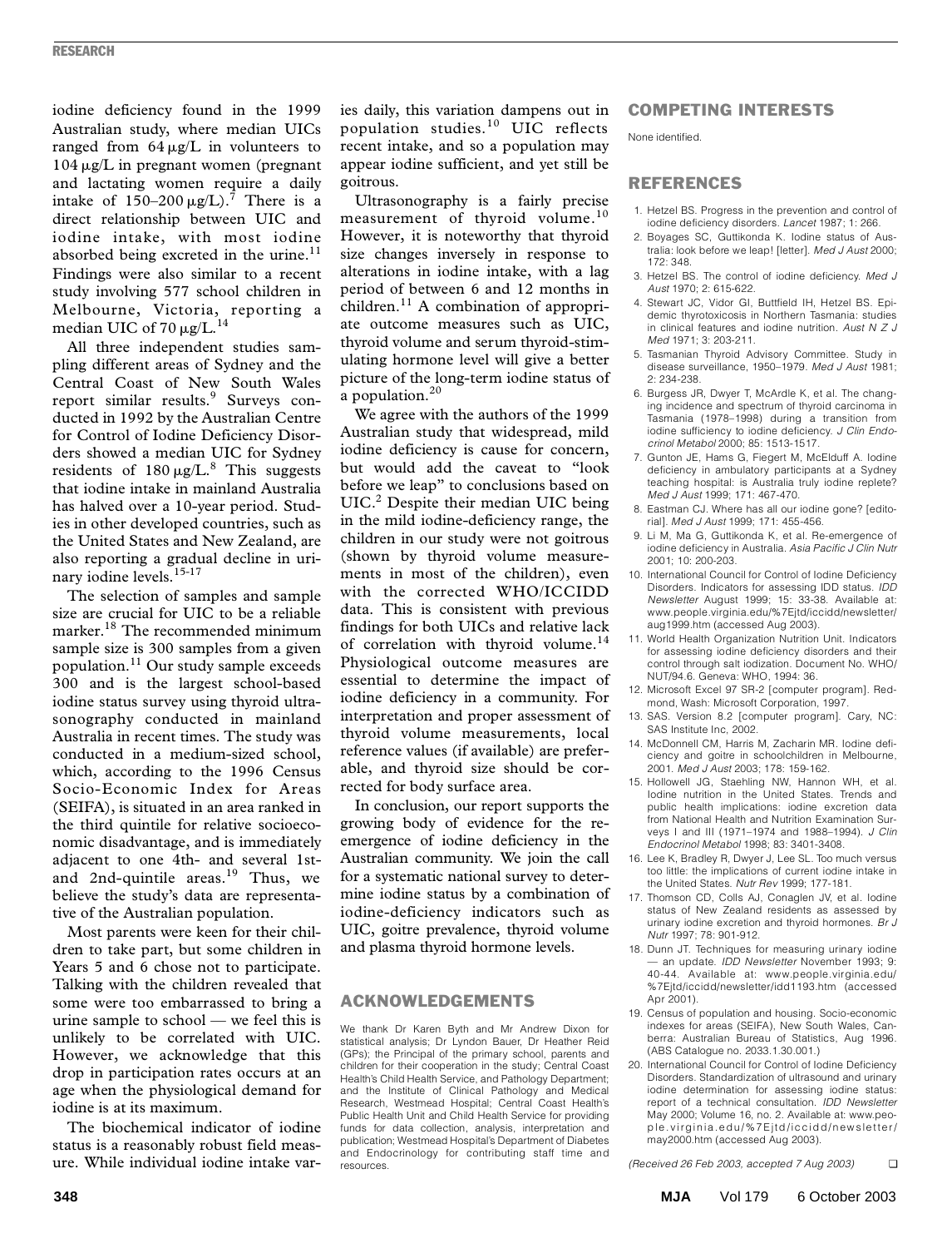iodine deficiency found in the 1999 Australian study, where median UICs ranged from 64 μg/L in volunteers to 104 μg/L in pregnant women (pregnant and lactating women require a daily intake of 150–200 μg/L).[7] There is a direct relationship between UIC and iodine intake, with most iodine absorbed being excreted in the urine.[11] Findings were also similar to a recent study involving 577 school children in Melbourne, Victoria, reporting a median UIC of 70 μg/L.[14]

All three independent studies sampling different areas of Sydney and the Central Coast of New South Wales report similar results.[9] Surveys conducted in 1992 by the Australian Centre for Control of Iodine Deficiency Disorders showed a median UIC for Sydney residents of 180 μg/L.[8] This suggests that iodine intake in mainland Australia has halved over a 10-year period. Studies in other developed countries, such as the United States and New Zealand, are also reporting a gradual decline in urinary iodine levels.[15-17]

The selection of samples and sample size are crucial for UIC to be a reliable marker.[18] The recommended minimum sample size is 300 samples from a given population.[11] Our study sample exceeds 300 and is the largest school-based iodine status survey using thyroid ultrasonography conducted in mainland Australia in recent times. The study was conducted in a medium-sized school, which, according to the 1996 Census Socio-Economic Index for Areas (SEIFA), is situated in an area ranked in the third quintile for relative socioeconomic disadvantage, and is immediately adjacent to one 4th- and several 1st- and 2nd-quintile areas.[19] Thus, we believe the study's data are representative of the Australian population.

Most parents were keen for their children to take part, but some children in Years 5 and 6 chose not to participate. Talking with the children revealed that some were too embarrassed to bring a urine sample to school — we feel this is unlikely to be correlated with UIC. However, we acknowledge that this drop in participation rates occurs at an age when the physiological demand for iodine is at its maximum.

The biochemical indicator of iodine status is a reasonably robust field measure. While individual iodine intake varies daily, this variation dampens out in population studies.[10] UIC reflects recent intake, and so a population may appear iodine sufficient, and yet still be goitrous.

Ultrasonography is a fairly precise measurement of thyroid volume.[10] However, it is noteworthy that thyroid size changes inversely in response to alterations in iodine intake, with a lag period of between 6 and 12 months in children.[11] A combination of appropriate outcome measures such as UIC, thyroid volume and serum thyroid-stimulating hormone level will give a better picture of the long-term iodine status of a population.[20]

We agree with the authors of the 1999 Australian study that widespread, mild iodine deficiency is cause for concern, but would add the caveat to "look before we leap" to conclusions based on UIC.[2] Despite their median UIC being in the mild iodine-deficiency range, the children in our study were not goitrous (shown by thyroid volume measurements in most of the children), even with the corrected WHO/ICCIDD data. This is consistent with previous findings for both UICs and relative lack of correlation with thyroid volume.[14] Physiological outcome measures are essential to determine the impact of iodine deficiency in a community. For interpretation and proper assessment of thyroid volume measurements, local reference values (if available) are preferable, and thyroid size should be corrected for body surface area.

In conclusion, our report supports the growing body of evidence for the re-emergence of iodine deficiency in the Australian community. We join the call for a systematic national survey to determine iodine status by a combination of iodine-deficiency indicators such as UIC, goitre prevalence, thyroid volume and plasma thyroid hormone levels.

## ACKNOWLEDGEMENTS

We thank Dr Karen Byth and Mr Andrew Dixon for statistical analysis; Dr Lyndon Bauer, Dr Heather Reid (GPs); the Principal of the primary school, parents and children for their cooperation in the study; Central Coast Health's Child Health Service, and Pathology Department; and the Institute of Clinical Pathology and Medical Research, Westmead Hospital; Central Coast Health's Public Health Unit and Child Health Service for providing funds for data collection, analysis, interpretation and publication; Westmead Hospital's Department of Diabetes and Endocrinology for contributing staff time and resources.

## COMPETING INTERESTS

None identified.

## REFERENCES

1. Hetzel BS. Progress in the prevention and control of iodine deficiency disorders. *Lancet* 1987; 1: 266.
2. Boyages SC, Guttikonda K. Iodine status of Australia: look before we leap! [letter]. *Med J Aust* 2000; 172: 348.
3. Hetzel BS. The control of iodine deficiency. *Med J Aust* 1970; 2: 615-622.
4. Stewart JC, Vidor GI, Buttfield IH, Hetzel BS. Epidemic thyrotoxicosis in Northern Tasmania: studies in clinical features and iodine nutrition. *Aust N Z J Med* 1971; 3: 203-211.
5. Tasmanian Thyroid Advisory Committee. Study in disease surveillance, 1950–1979. *Med J Aust* 1981; 2: 234-238.
6. Burgess JR, Dwyer T, McArdle K, et al. The changing incidence and spectrum of thyroid carcinoma in Tasmania (1978–1998) during a transition from iodine sufficiency to iodine deficiency. *J Clin Endocrinol Metabol* 2000; 85: 1513-1517.
7. Gunton JE, Hams G, Fiegert M, McElduff A. Iodine deficiency in ambulatory participants at a Sydney teaching hospital: is Australia truly iodine replete? *Med J Aust* 1999; 171: 467-470.
8. Eastman CJ. Where has all our iodine gone? [editorial]. *Med J Aust* 1999; 171: 455-456.
9. Li M, Ma G, Guttikonda K, et al. Re-emergence of iodine deficiency in Australia. *Asia Pacific J Clin Nutr* 2001; 10: 200-203.
10. International Council for Control of Iodine Deficiency Disorders. Indicators for assessing IDD status. *IDD Newsletter* August 1999; 15: 33-38. Available at: www.people.virginia.edu/%7Ejtd/iccidd/newsletter/aug1999.htm (accessed Aug 2003).
11. World Health Organization Nutrition Unit. Indicators for assessing iodine deficiency disorders and their control through salt iodization. Document No. WHO/NUT/94.6. Geneva: WHO, 1994: 36.
12. Microsoft Excel 97 SR-2 [computer program]. Redmond, Wash: Microsoft Corporation, 1997.
13. SAS. Version 8.2 [computer program]. Cary, NC: SAS Institute Inc, 2002.
14. McDonnell CM, Harris M, Zacharin MR. Iodine deficiency and goitre in schoolchildren in Melbourne, 2001. *Med J Aust* 2003; 178: 159-162.
15. Hollowell JG, Staehling NW, Hannon WH, et al. Iodine nutrition in the United States. Trends and public health implications: iodine excretion data from National Health and Nutrition Examination Surveys I and III (1971–1974 and 1988–1994). *J Clin Endocrinol Metabol* 1998; 83: 3401-3408.
16. Lee K, Bradley R, Dwyer J, Lee SL. Too much versus too little: the implications of current iodine intake in the United States. *Nutr Rev* 1999; 177-181.
17. Thomson CD, Colls AJ, Conaglen JV, et al. Iodine status of New Zealand residents as assessed by urinary iodine excretion and thyroid hormones. *Br J Nutr* 1997; 78: 901-912.
18. Dunn JT. Techniques for measuring urinary iodine — an update. *IDD Newsletter* November 1993; 9: 40-44. Available at: www.people.virginia.edu/%7Ejtd/iccidd/newsletter/idd1193.htm (accessed Apr 2001).
19. Census of population and housing. Socio-economic indexes for areas (SEIFA), New South Wales, Canberra: Australian Bureau of Statistics, Aug 1996. (ABS Catalogue no. 2033.1.30.001.)
20. International Council for Control of Iodine Deficiency Disorders. Standardization of ultrasound and urinary iodine determination for assessing iodine status: report of a technical consultation. *IDD Newsletter* May 2000; Volume 16, no. 2. Available at: www.people.virginia.edu/%7Ejtd/iccidd/newsletter/may2000.htm (accessed Aug 2003).

*(Received 26 Feb 2003, accepted 7 Aug 2003)*